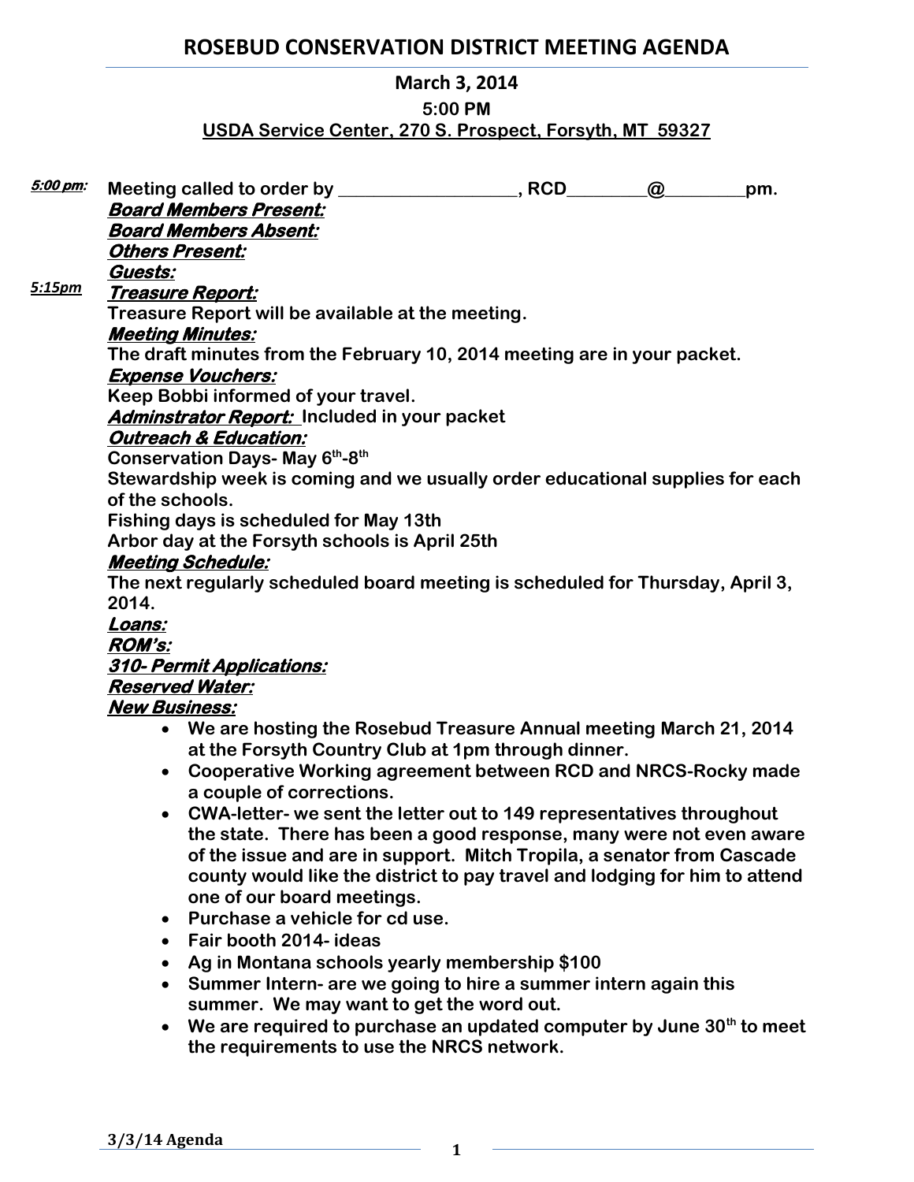# ROSEBUD CONSERVATION DISTRICT MEETING AGENDA

**March 3, 2014**
**5:00 PM**
**USDA Service Center, 270 S. Prospect, Forsyth, MT 59327**

***5:00 pm:*** **Meeting called to order by ____________________, RCD_________@_________pm.**

***Board Members Present:***

***Board Members Absent:***

***Others Present:***

***Guests:***

***5:15pm*** ***Treasure Report:***

**Treasure Report will be available at the meeting.**

***Meeting Minutes:***

**The draft minutes from the February 10, 2014 meeting are in your packet.**

***Expense Vouchers:***

**Keep Bobbi informed of your travel.**

***Adminstrator Report:*** **Included in your packet**

***Outreach & Education:***

**Conservation Days- May 6th-8th**

**Stewardship week is coming and we usually order educational supplies for each of the schools.**

**Fishing days is scheduled for May 13th**

**Arbor day at the Forsyth schools is April 25th**

***Meeting Schedule:***

**The next regularly scheduled board meeting is scheduled for Thursday, April 3, 2014.**

***Loans:***

***ROM's:***

***310- Permit Applications:***

***Reserved Water:***

***New Business:***

- **We are hosting the Rosebud Treasure Annual meeting March 21, 2014 at the Forsyth Country Club at 1pm through dinner.**
- **Cooperative Working agreement between RCD and NRCS-Rocky made a couple of corrections.**
- **CWA-letter- we sent the letter out to 149 representatives throughout the state. There has been a good response, many were not even aware of the issue and are in support. Mitch Tropila, a senator from Cascade county would like the district to pay travel and lodging for him to attend one of our board meetings.**
- **Purchase a vehicle for cd use.**
- **Fair booth 2014- ideas**
- **Ag in Montana schools yearly membership $100**
- **Summer Intern- are we going to hire a summer intern again this summer. We may want to get the word out.**
- **We are required to purchase an updated computer by June 30th to meet the requirements to use the NRCS network.**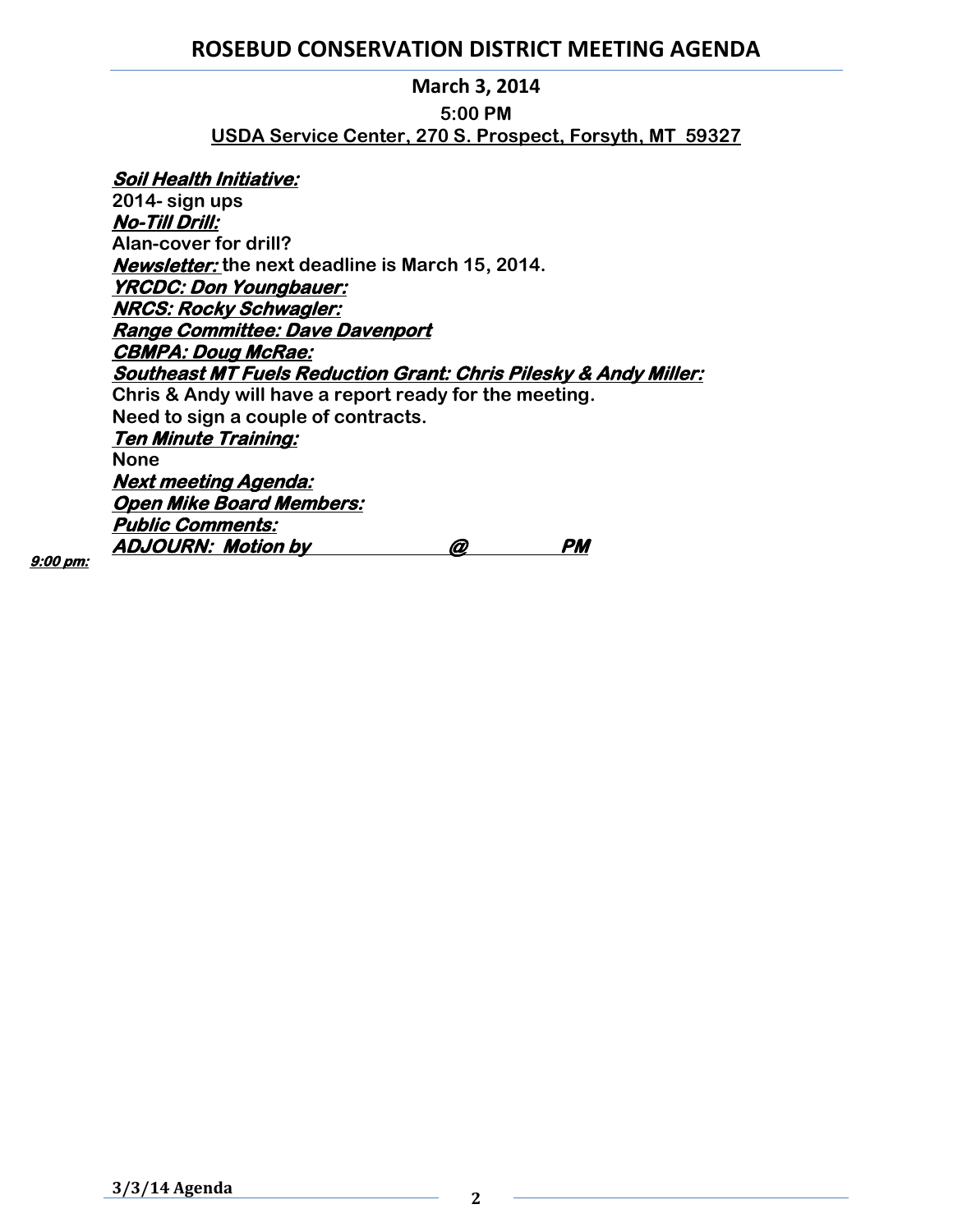# ROSEBUD CONSERVATION DISTRICT MEETING AGENDA

**March 3, 2014**

**5:00 PM**

**USDA Service Center, 270 S. Prospect, Forsyth, MT 59327**

***Soil Health Initiative:***
**2014- sign ups**

***No-Till Drill:***
**Alan-cover for drill?**

***Newsletter:*** **the next deadline is March 15, 2014.**

***YRCDC: Don Youngbauer:***

***NRCS: Rocky Schwagler:***

***Range Committee: Dave Davenport***

***CBMPA: Doug McRae:***

***Southeast MT Fuels Reduction Grant: Chris Pilesky & Andy Miller:***
**Chris & Andy will have a report ready for the meeting.**
**Need to sign a couple of contracts.**

***Ten Minute Training:***
**None**

***Next meeting Agenda:***

***Open Mike Board Members:***

***Public Comments:***

***9:00 pm:*** ***ADJOURN: Motion by _____________ @ __________ PM***